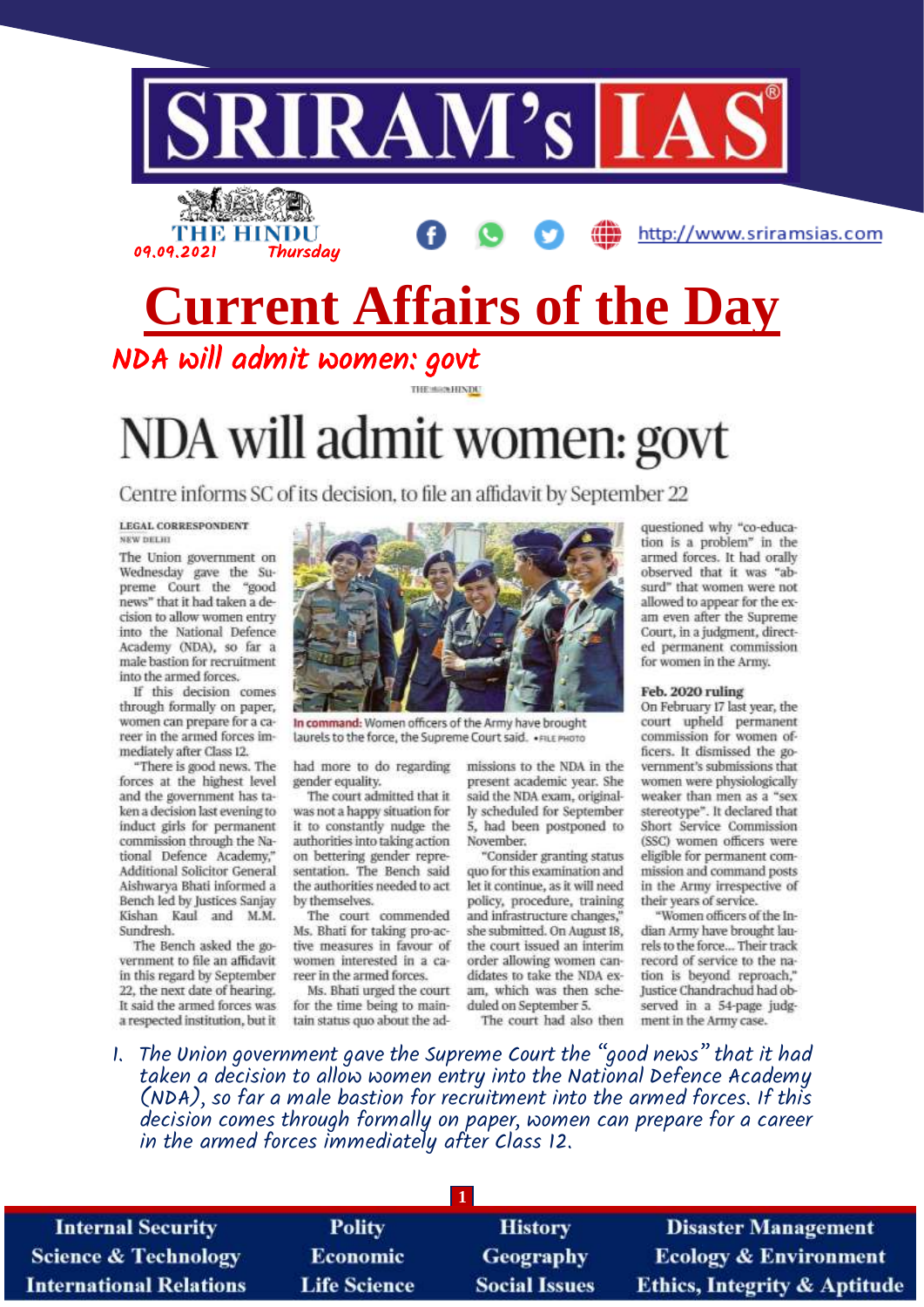# SRIRAM's IAS

THE HINDU 09.09.2021 Thursday

http://www.sriramsias.com

# Current Affairs of the Day

## NDA will admit women: govt

# NDA will admit women: govt

Centre informs SC of its decision, to file an affidavit by September 22

LEGAL CORRESPONDENT
NEW DELHI

The Union government on Wednesday gave the Supreme Court the "good news" that it had taken a decision to allow women entry into the National Defence Academy (NDA), so far a male bastion for recruitment into the armed forces.

If this decision comes through formally on paper, women can prepare for a career in the armed forces immediately after Class 12.

"There is good news. The forces at the highest level and the government has taken a decision last evening to induct girls for permanent commission through the National Defence Academy," Additional Solicitor General Aishwarya Bhati informed a Bench led by Justices Sanjay Kishan Kaul and M.M. Sundresh.

The Bench asked the government to file an affidavit in this regard by September 22, the next date of hearing. It said the armed forces was a respected institution, but it had more to do regarding gender equality.

The court admitted that it was not a happy situation for it to constantly nudge the authorities into taking action on bettering gender representation. The Bench said the authorities needed to act by themselves.

The court commended Ms. Bhati for taking pro-active measures in favour of women interested in a career in the armed forces.

Ms. Bhati urged the court for the time being to maintain status quo about the admissions to the NDA in the present academic year. She said the NDA exam, originally scheduled for September 5, had been postponed to November.

"Consider granting status quo for this examination and let it continue, as it will need policy, procedure, training and infrastructure changes," she submitted. On August 18, the court issued an interim order allowing women candidates to take the NDA exam, which was then scheduled on September 5.

The court had also then questioned why "co-education is a problem" in the armed forces. It had orally observed that it was "absurd" that women were not allowed to appear for the exam even after the Supreme Court, in a judgment, directed permanent commission for women in the Army.

**Feb. 2020 ruling**

On February 17 last year, the court upheld permanent commission for women officers. It dismissed the government's submissions that women were physiologically weaker than men as a "sex stereotype". It declared that Short Service Commission (SSC) women officers were eligible for permanent commission and command posts in the Army irrespective of their years of service.

"Women officers of the Indian Army have brought laurels to the force... Their track record of service to the nation is beyond reproach," Justice Chandrachud had observed in a 54-page judgment in the Army case.

**In command:** Women officers of the Army have brought laurels to the force, the Supreme Court said. • FILE PHOTO

1. The Union government gave the Supreme Court the "good news" that it had taken a decision to allow women entry into the National Defence Academy (NDA), so far a male bastion for recruitment into the armed forces. If this decision comes through formally on paper, women can prepare for a career in the armed forces immediately after Class 12.

| Internal Security | Polity | History | Disaster Management |
|---|---|---|---|
| Science & Technology | Economic | Geography | Ecology & Environment |
| International Relations | Life Science | Social Issues | Ethics, Integrity & Aptitude |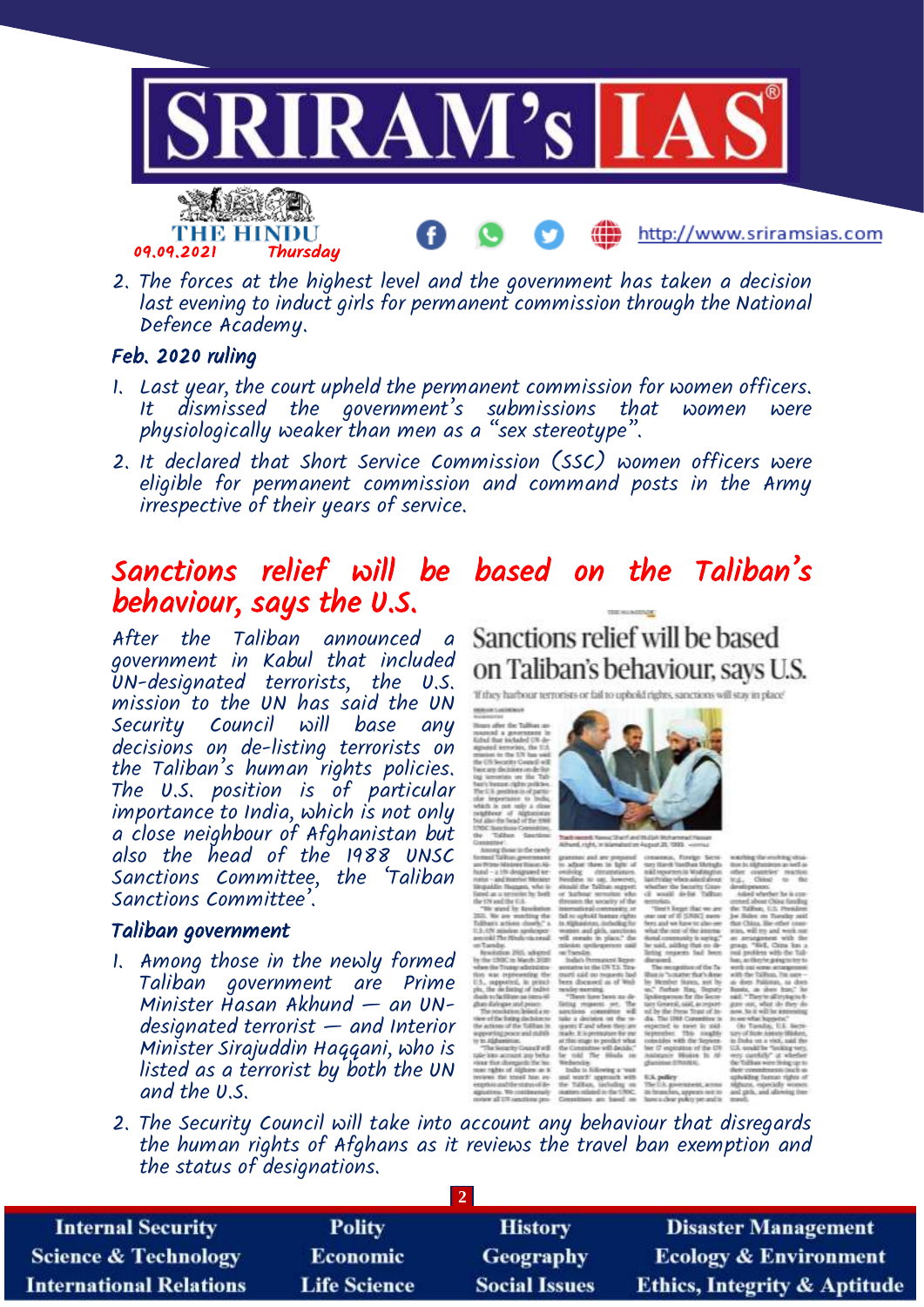2. The forces at the highest level and the government has taken a decision last evening to induct girls for permanent commission through the National Defence Academy.

### Feb. 2020 ruling

1. Last year, the court upheld the permanent commission for women officers. It dismissed the government's submissions that women were physiologically weaker than men as a "sex stereotype".
2. It declared that Short Service Commission (SSC) women officers were eligible for permanent commission and command posts in the Army irrespective of their years of service.

## Sanctions relief will be based on the Taliban's behaviour, says the U.S.

After the Taliban announced a government in Kabul that included UN-designated terrorists, the U.S. mission to the UN has said the UN Security Council will base any decisions on de-listing terrorists on the Taliban's human rights policies. The U.S. position is of particular importance to India, which is not only a close neighbour of Afghanistan but also the head of the 1988 UNSC Sanctions Committee, the 'Taliban Sanctions Committee'.

### Taliban government

1. Among those in the newly formed Taliban government are Prime Minister Hasan Akhund — an UN-designated terrorist — and Interior Minister Sirajuddin Haqqani, who is listed as a terrorist by both the UN and the U.S.
2. The Security Council will take into account any behaviour that disregards the human rights of Afghans as it reviews the travel ban exemption and the status of designations.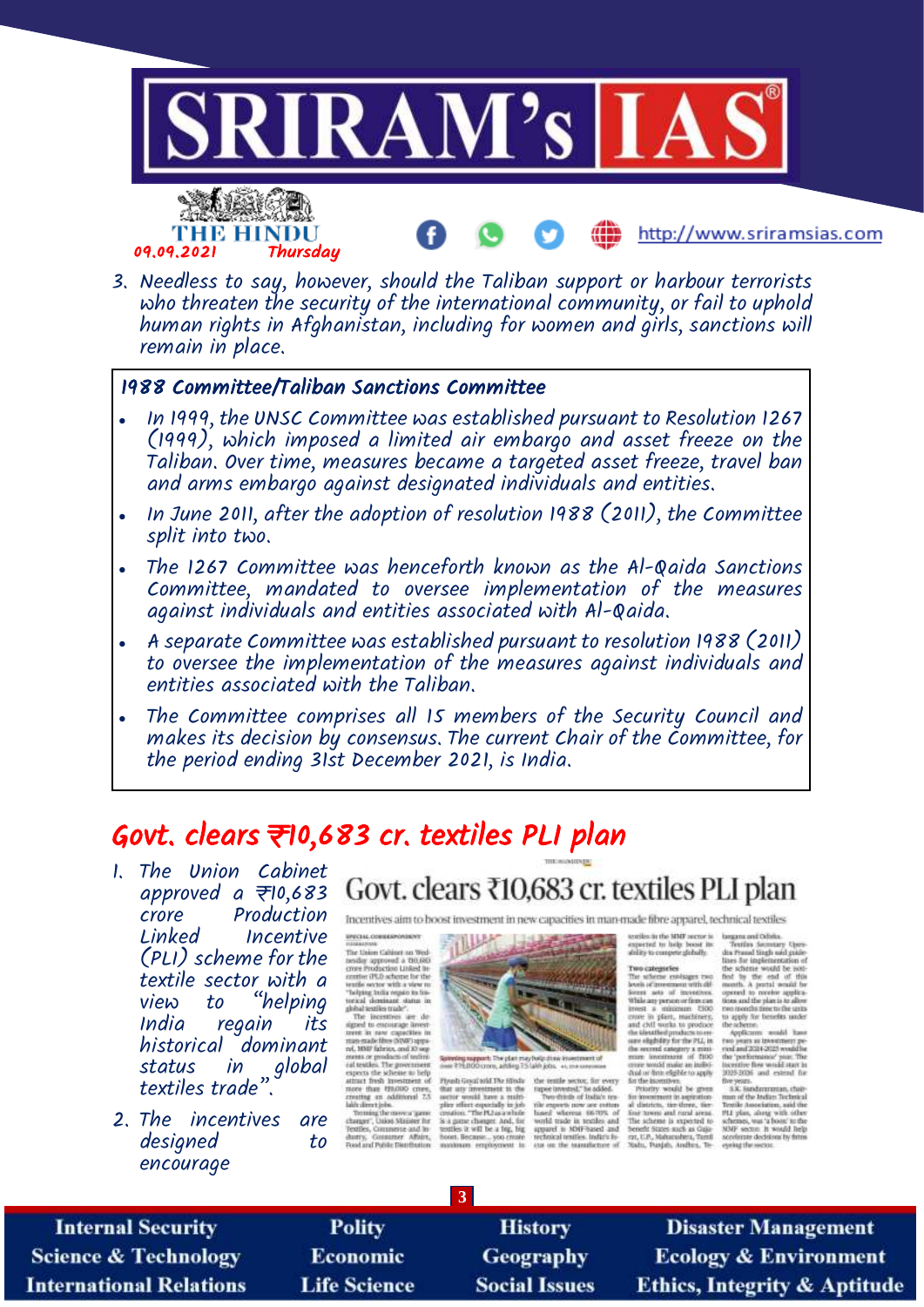3. Needless to say, however, should the Taliban support or harbour terrorists who threaten the security of the international community, or fail to uphold human rights in Afghanistan, including for women and girls, sanctions will remain in place.

### 1988 Committee/Taliban Sanctions Committee

- In 1999, the UNSC Committee was established pursuant to Resolution 1267 (1999), which imposed a limited air embargo and asset freeze on the Taliban. Over time, measures became a targeted asset freeze, travel ban and arms embargo against designated individuals and entities.
- In June 2011, after the adoption of resolution 1988 (2011), the Committee split into two.
- The 1267 Committee was henceforth known as the Al-Qaida Sanctions Committee, mandated to oversee implementation of the measures against individuals and entities associated with Al-Qaida.
- A separate Committee was established pursuant to resolution 1988 (2011) to oversee the implementation of the measures against individuals and entities associated with the Taliban.
- The Committee comprises all 15 members of the Security Council and makes its decision by consensus. The current Chair of the Committee, for the period ending 31st December 2021, is India.

## Govt. clears ₹10,683 cr. textiles PLI plan

1. The Union Cabinet approved a ₹10,683 crore Production Linked Incentive (PLI) scheme for the textile sector with a view to "helping India regain its historical dominant status in global textiles trade".
2. The incentives are designed to encourage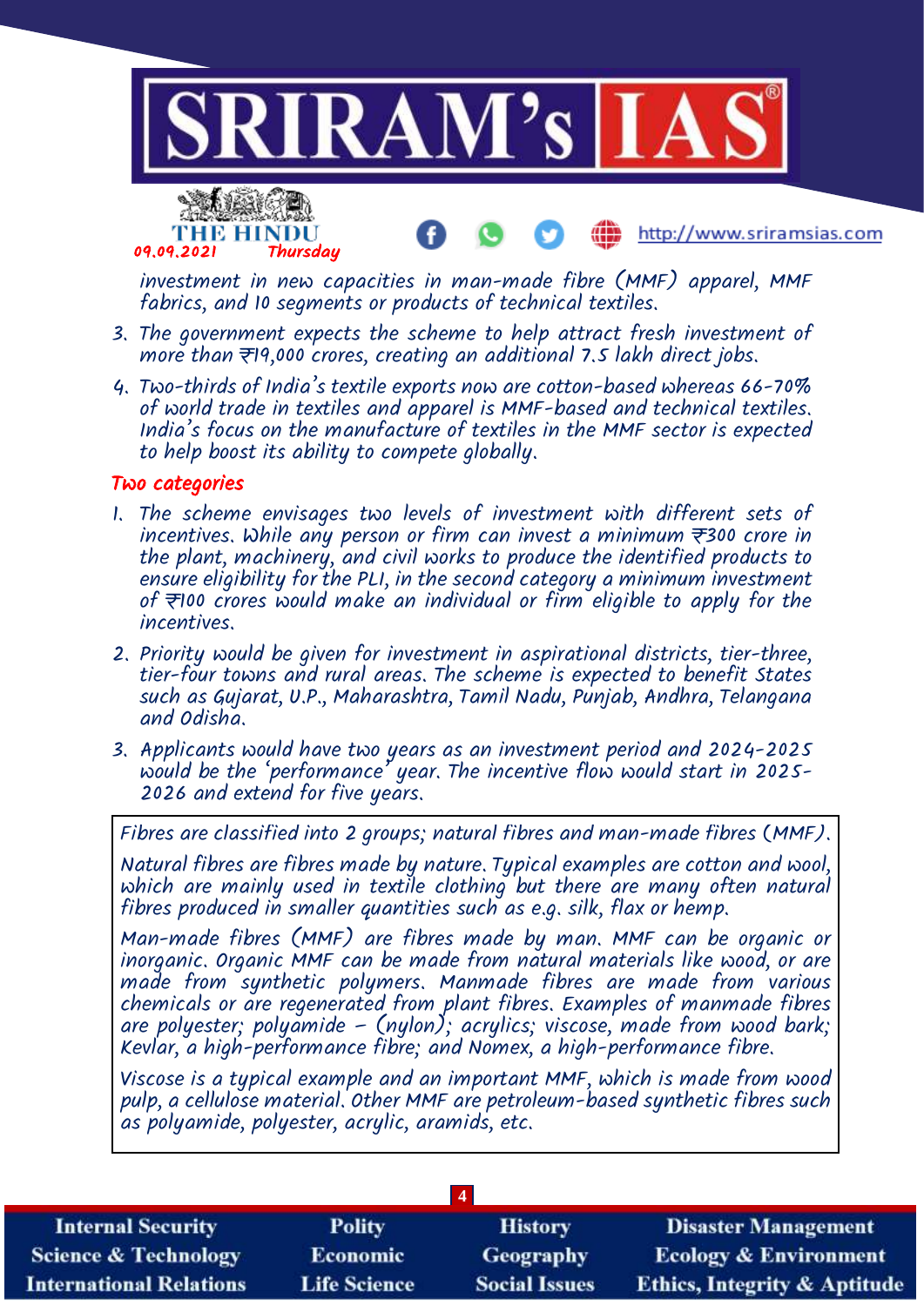investment in new capacities in man-made fibre (MMF) apparel, MMF fabrics, and 10 segments or products of technical textiles.

3. The government expects the scheme to help attract fresh investment of more than ₹19,000 crores, creating an additional 7.5 lakh direct jobs.
4. Two-thirds of India's textile exports now are cotton-based whereas 66-70% of world trade in textiles and apparel is MMF-based and technical textiles. India's focus on the manufacture of textiles in the MMF sector is expected to help boost its ability to compete globally.

## Two categories

1. The scheme envisages two levels of investment with different sets of incentives. While any person or firm can invest a minimum ₹300 crore in the plant, machinery, and civil works to produce the identified products to ensure eligibility for the PLI, in the second category a minimum investment of ₹100 crores would make an individual or firm eligible to apply for the incentives.
2. Priority would be given for investment in aspirational districts, tier-three, tier-four towns and rural areas. The scheme is expected to benefit States such as Gujarat, U.P., Maharashtra, Tamil Nadu, Punjab, Andhra, Telangana and Odisha.
3. Applicants would have two years as an investment period and 2024-2025 would be the 'performance' year. The incentive flow would start in 2025-2026 and extend for five years.

Fibres are classified into 2 groups; natural fibres and man-made fibres (MMF).

Natural fibres are fibres made by nature. Typical examples are cotton and wool, which are mainly used in textile clothing but there are many often natural fibres produced in smaller quantities such as e.g. silk, flax or hemp.

Man-made fibres (MMF) are fibres made by man. MMF can be organic or inorganic. Organic MMF can be made from natural materials like wood, or are made from synthetic polymers. Manmade fibres are made from various chemicals or are regenerated from plant fibres. Examples of manmade fibres are polyester; polyamide – (nylon); acrylics; viscose, made from wood bark; Kevlar, a high-performance fibre; and Nomex, a high-performance fibre.

Viscose is a typical example and an important MMF, which is made from wood pulp, a cellulose material. Other MMF are petroleum-based synthetic fibres such as polyamide, polyester, acrylic, aramids, etc.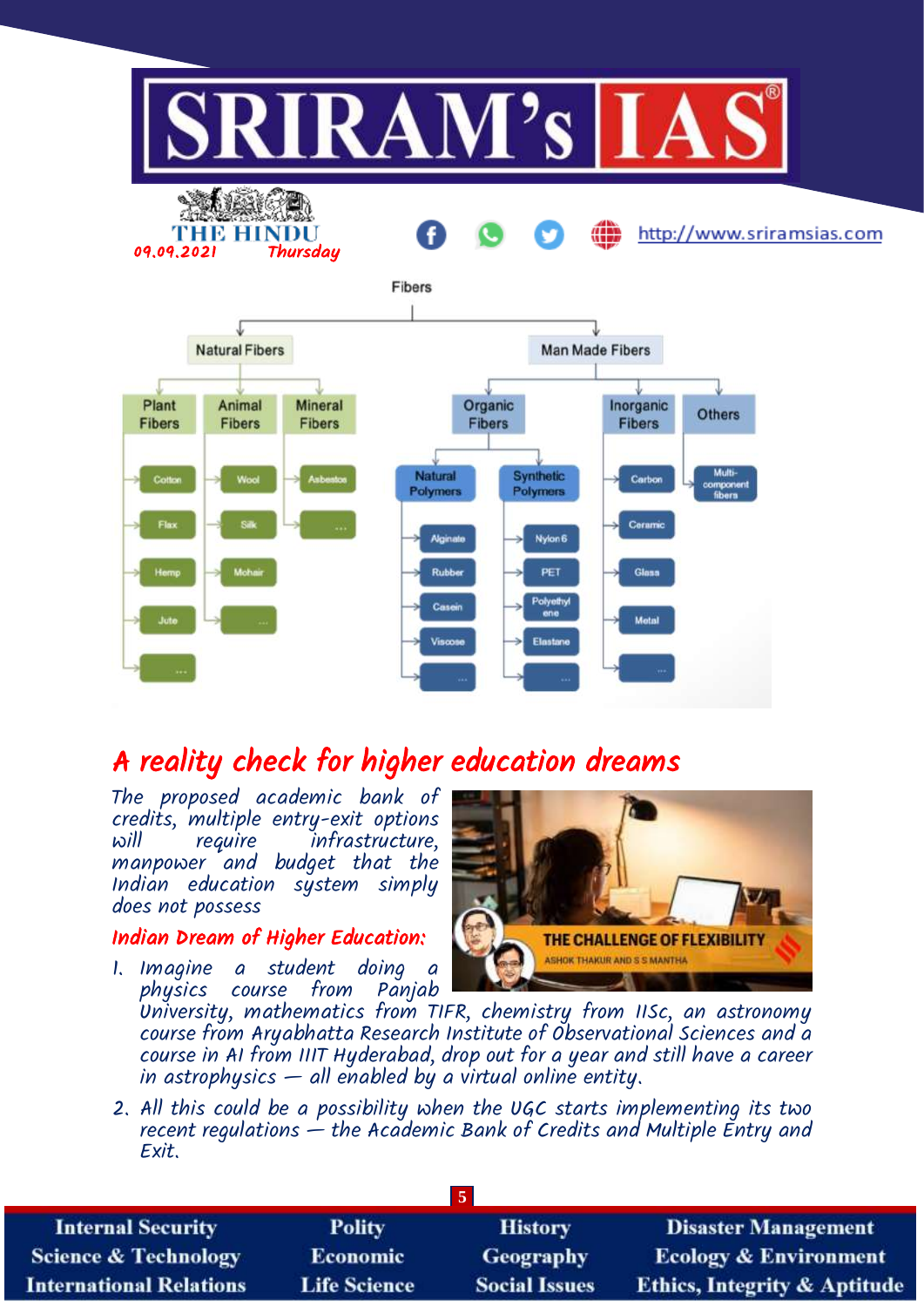Fibers

- Natural Fibers
  - Plant Fibers
    - Cotton
    - Flax
    - Hemp
    - Jute
    - ...
  - Animal Fibers
    - Wool
    - Silk
    - Mohair
    - ...
  - Mineral Fibers
    - Asbestos
    - ...
- Man Made Fibers
  - Organic Fibers
    - Natural Polymers
      - Alginate
      - Rubber
      - Casein
      - Viscose
      - ...
    - Synthetic Polymers
      - Nylon 6
      - PET
      - Polyethylene
      - Elastane
      - ...
  - Inorganic Fibers
    - Carbon
    - Ceramic
    - Glass
    - Metal
    - ...
  - Others
    - Multi-component fibers

# A reality check for higher education dreams

*The proposed academic bank of credits, multiple entry-exit options will require infrastructure, manpower and budget that the Indian education system simply does not possess*

THE CHALLENGE OF FLEXIBILITY

ASHOK THAKUR AND S S MANTHA

## Indian Dream of Higher Education:

1. Imagine a student doing a physics course from Panjab University, mathematics from TIFR, chemistry from IISc, an astronomy course from Aryabhatta Research Institute of Observational Sciences and a course in AI from IIIT Hyderabad, drop out for a year and still have a career in astrophysics — all enabled by a virtual online entity.
2. All this could be a possibility when the UGC starts implementing its two recent regulations — the Academic Bank of Credits and Multiple Entry and Exit.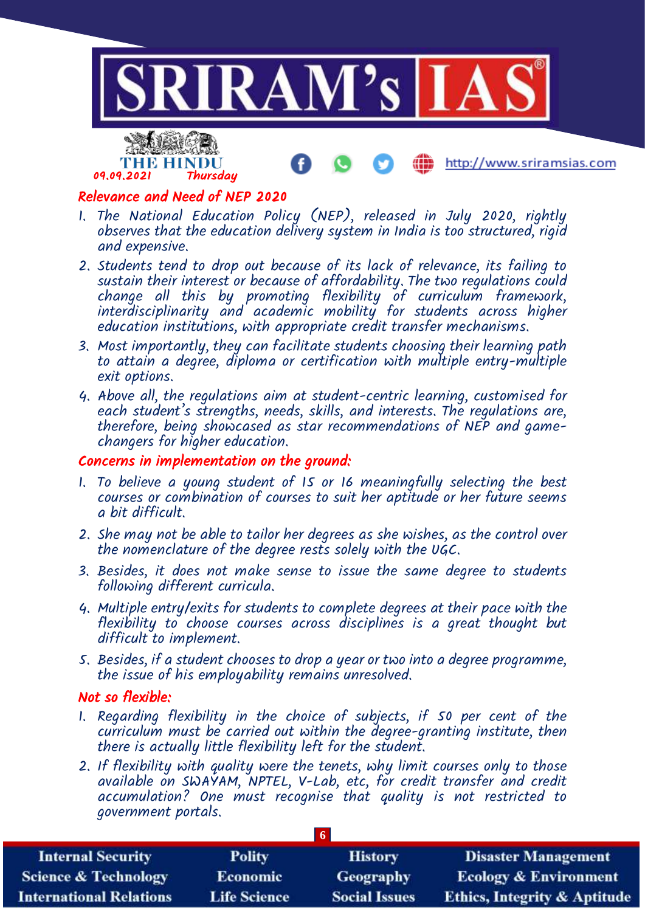## Relevance and Need of NEP 2020

1. The National Education Policy (NEP), released in July 2020, rightly observes that the education delivery system in India is too structured, rigid and expensive.
2. Students tend to drop out because of its lack of relevance, its failing to sustain their interest or because of affordability. The two regulations could change all this by promoting flexibility of curriculum framework, interdisciplinarity and academic mobility for students across higher education institutions, with appropriate credit transfer mechanisms.
3. Most importantly, they can facilitate students choosing their learning path to attain a degree, diploma or certification with multiple entry-multiple exit options.
4. Above all, the regulations aim at student-centric learning, customised for each student's strengths, needs, skills, and interests. The regulations are, therefore, being showcased as star recommendations of NEP and game-changers for higher education.

## Concerns in implementation on the ground:

1. To believe a young student of 15 or 16 meaningfully selecting the best courses or combination of courses to suit her aptitude or her future seems a bit difficult.
2. She may not be able to tailor her degrees as she wishes, as the control over the nomenclature of the degree rests solely with the UGC.
3. Besides, it does not make sense to issue the same degree to students following different curricula.
4. Multiple entry/exits for students to complete degrees at their pace with the flexibility to choose courses across disciplines is a great thought but difficult to implement.
5. Besides, if a student chooses to drop a year or two into a degree programme, the issue of his employability remains unresolved.

## Not so flexible:

1. Regarding flexibility in the choice of subjects, if 50 per cent of the curriculum must be carried out within the degree-granting institute, then there is actually little flexibility left for the student.
2. If flexibility with quality were the tenets, why limit courses only to those available on SWAYAM, NPTEL, V-Lab, etc, for credit transfer and credit accumulation? One must recognise that quality is not restricted to government portals.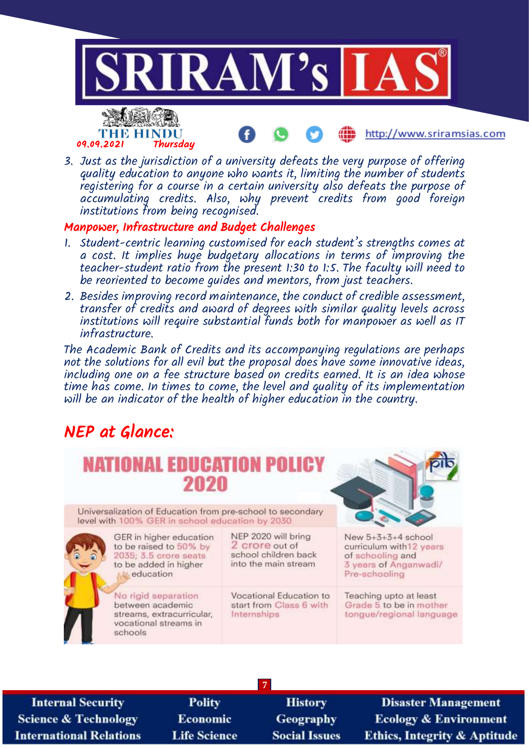3. Just as the jurisdiction of a university defeats the very purpose of offering quality education to anyone who wants it, limiting the number of students registering for a course in a certain university also defeats the purpose of accumulating credits. Also, why prevent credits from good foreign institutions from being recognised.

## Manpower, Infrastructure and Budget Challenges

1. Student-centric learning customised for each student's strengths comes at a cost. It implies huge budgetary allocations in terms of improving the teacher-student ratio from the present 1:30 to 1:5. The faculty will need to be reoriented to become guides and mentors, from just teachers.
2. Besides improving record maintenance, the conduct of credible assessment, transfer of credits and award of degrees with similar quality levels across institutions will require substantial funds both for manpower as well as IT infrastructure.

The Academic Bank of Credits and its accompanying regulations are perhaps not the solutions for all evil but the proposal does have some innovative ideas, including one on a fee structure based on credits earned. It is an idea whose time has come. In times to come, the level and quality of its implementation will be an indicator of the health of higher education in the country.

## NEP at Glance:

**NATIONAL EDUCATION POLICY 2020**

Universalization of Education from pre-school to secondary level with 100% GER in school education by 2030

- GER in higher education to be raised to 50% by 2035; 3.5 crore seats to be added in higher education
- NEP 2020 will bring 2 crore out of school children back into the main stream
- New 5+3+3+4 school curriculum with 12 years of schooling and 3 years of Anganwadi/ Pre-schooling
- No rigid separation between academic streams, extracurricular, vocational streams in schools
- Vocational Education to start from Class 6 with Internships
- Teaching upto at least Grade 5 to be in mother tongue/regional language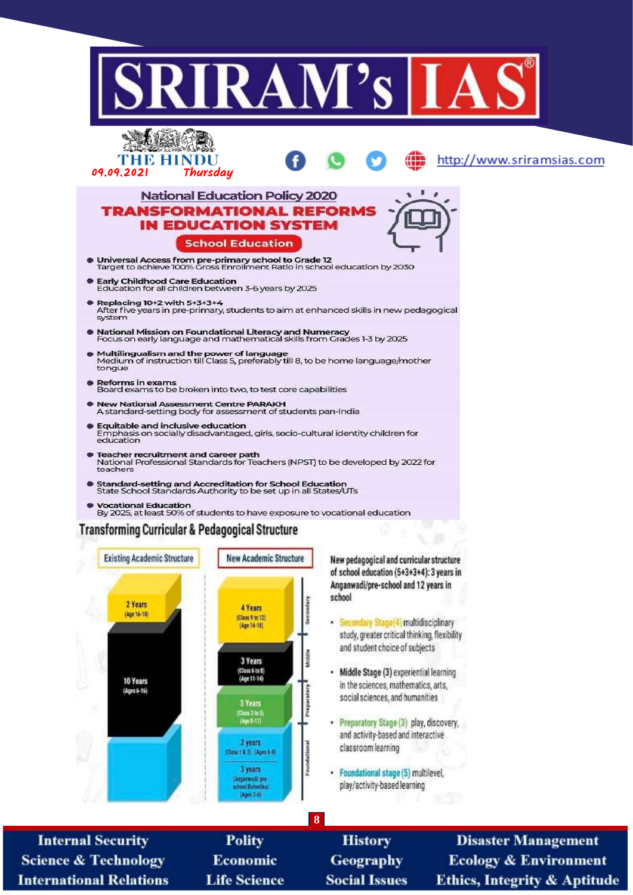# National Education Policy 2020

## TRANSFORMATIONAL REFORMS IN EDUCATION SYSTEM

### School Education

- **Universal Access from pre-primary school to Grade 12**
  Target to achieve 100% Gross Enrollment Ratio in school education by 2030
- **Early Childhood Care Education**
  Education for all children between 3-6 years by 2025
- **Replacing 10+2 with 5+3+3+4**
  After five years in pre-primary, students to aim at enhanced skills in new pedagogical system
- **National Mission on Foundational Literacy and Numeracy**
  Focus on early language and mathematical skills from Grades 1-3 by 2025
- **Multilingualism and the power of language**
  Medium of instruction till Class 5, preferably till 8, to be home language/mother tongue
- **Reforms in exams**
  Board exams to be broken into two, to test core capabilities
- **New National Assessment Centre PARAKH**
  A standard-setting body for assessment of students pan-India
- **Equitable and inclusive education**
  Emphasis on socially disadvantaged, girls, socio-cultural identity children for education
- **Teacher recruitment and career path**
  National Professional Standards for Teachers (NPST) to be developed by 2022 for teachers
- **Standard-setting and Accreditation for School Education**
  State School Standards Authority to be set up in all States/UTs
- **Vocational Education**
  By 2025, at least 50% of students to have exposure to vocational education

## Transforming Curricular & Pedagogical Structure

**Existing Academic Structure**

- 2 Years (Age 16-18)
- 10 Years (Ages 6-16)

**New Academic Structure**

- Secondary: 4 Years (Class 9 to 12) (Age 14-18)
- Middle: 3 Years (Class 6 to 8) (Age 11-14)
- Preparatory: 3 Years (Class 3 to 5) (Age 8-11)
- Foundational: 2 years (Class 1 & 2) (Ages 6-8); 3 years (Anganwadi/pre-school/Balvatika) (Ages 3-6)

New pedagogical and curricular structure of school education (5+3+3+4): 3 years in Anganwadi/pre-school and 12 years in school

- Secondary Stage(4) multidisciplinary study, greater critical thinking, flexibility and student choice of subjects
- Middle Stage (3) experiential learning in the sciences, mathematics, arts, social sciences, and humanities
- Preparatory Stage (3) play, discovery, and activity-based and interactive classroom learning
- Foundational stage (5) multilevel, play/activity-based learning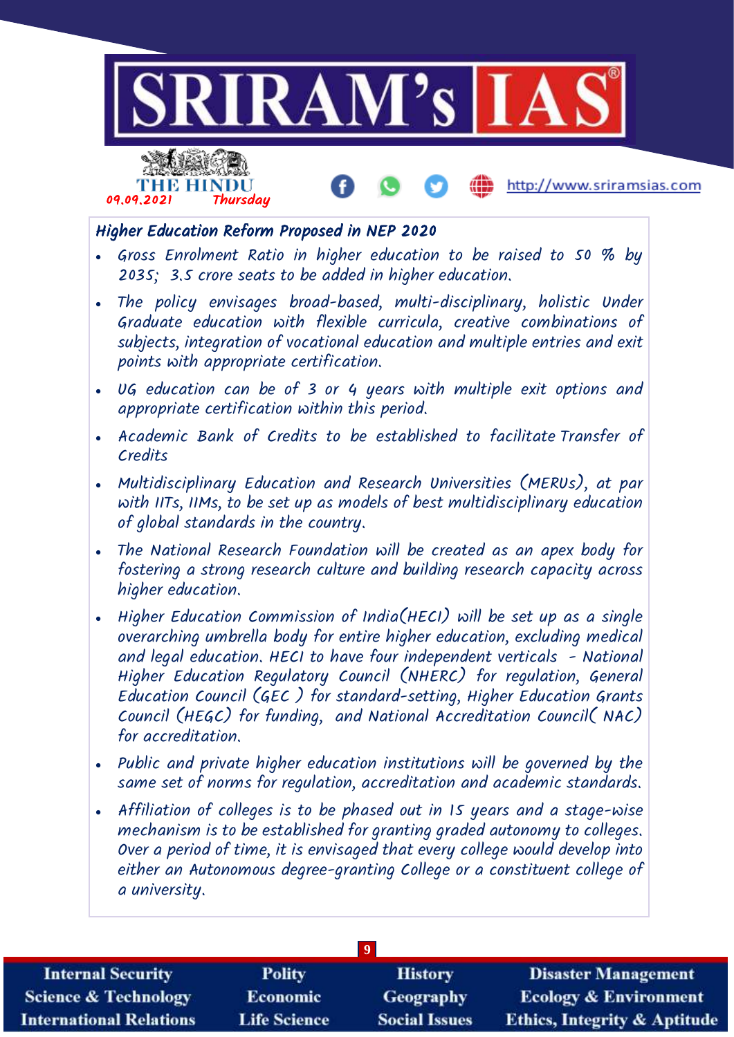## Higher Education Reform Proposed in NEP 2020

- Gross Enrolment Ratio in higher education to be raised to 50 % by 2035; 3.5 crore seats to be added in higher education.
- The policy envisages broad-based, multi-disciplinary, holistic Under Graduate education with flexible curricula, creative combinations of subjects, integration of vocational education and multiple entries and exit points with appropriate certification.
- UG education can be of 3 or 4 years with multiple exit options and appropriate certification within this period.
- Academic Bank of Credits to be established to facilitate Transfer of Credits
- Multidisciplinary Education and Research Universities (MERUs), at par with IITs, IIMs, to be set up as models of best multidisciplinary education of global standards in the country.
- The National Research Foundation will be created as an apex body for fostering a strong research culture and building research capacity across higher education.
- Higher Education Commission of India(HECI) will be set up as a single overarching umbrella body for entire higher education, excluding medical and legal education. HECI to have four independent verticals - National Higher Education Regulatory Council (NHERC) for regulation, General Education Council (GEC ) for standard-setting, Higher Education Grants Council (HEGC) for funding, and National Accreditation Council( NAC) for accreditation.
- Public and private higher education institutions will be governed by the same set of norms for regulation, accreditation and academic standards.
- Affiliation of colleges is to be phased out in 15 years and a stage-wise mechanism is to be established for granting graded autonomy to colleges. Over a period of time, it is envisaged that every college would develop into either an Autonomous degree-granting College or a constituent college of a university.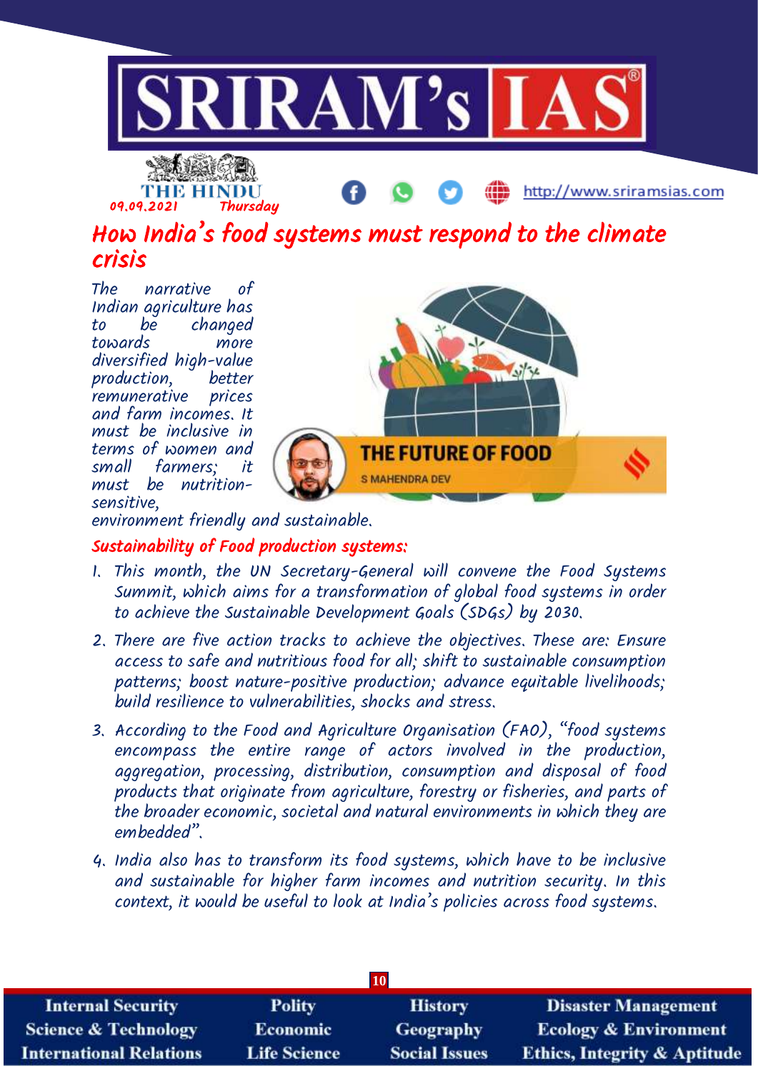# How India's food systems must respond to the climate crisis

*The narrative of Indian agriculture has to be changed towards more diversified high-value production, better remunerative prices and farm incomes. It must be inclusive in terms of women and small farmers; it must be nutrition-sensitive, environment friendly and sustainable.*

## Sustainability of Food production systems:

1. This month, the UN Secretary-General will convene the Food Systems Summit, which aims for a transformation of global food systems in order to achieve the Sustainable Development Goals (SDGs) by 2030.
2. There are five action tracks to achieve the objectives. These are: Ensure access to safe and nutritious food for all; shift to sustainable consumption patterns; boost nature-positive production; advance equitable livelihoods; build resilience to vulnerabilities, shocks and stress.
3. According to the Food and Agriculture Organisation (FAO), "food systems encompass the entire range of actors involved in the production, aggregation, processing, distribution, consumption and disposal of food products that originate from agriculture, forestry or fisheries, and parts of the broader economic, societal and natural environments in which they are embedded".
4. India also has to transform its food systems, which have to be inclusive and sustainable for higher farm incomes and nutrition security. In this context, it would be useful to look at India's policies across food systems.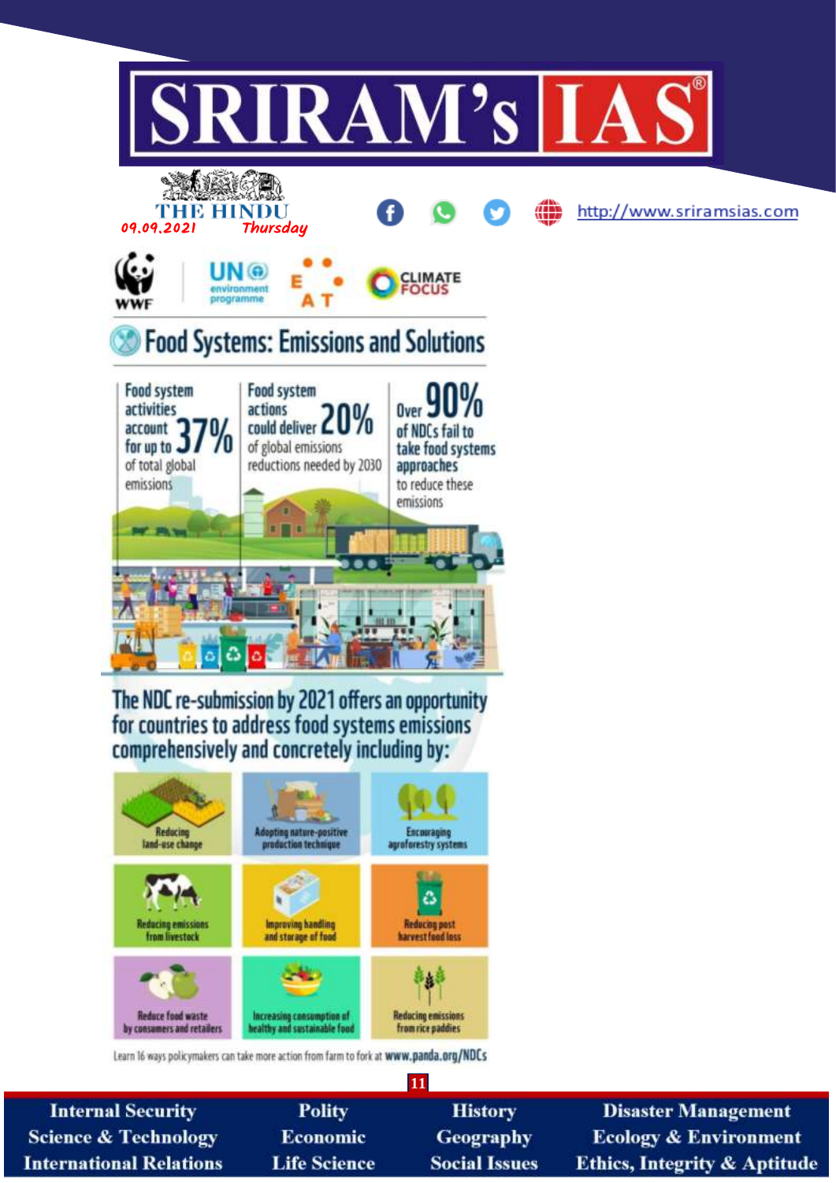# Food Systems: Emissions and Solutions

WWF | UN environment programme | EAT | CLIMATE FOCUS

- Food system activities account for up to **37%** of total global emissions
- Food system actions could deliver **20%** of global emissions reductions needed by 2030
- Over **90%** of NDCs fail to take food systems approaches to reduce these emissions

## The NDC re-submission by 2021 offers an opportunity for countries to address food systems emissions comprehensively and concretely including by:

- Reducing land-use change
- Adopting nature-positive production technique
- Encouraging agroforestry systems
- Reducing emissions from livestock
- Improving handling and storage of food
- Reducing post harvest food loss
- Reduce food waste by consumers and retailers
- Increasing consumption of healthy and sustainable food
- Reducing emissions from rice paddies

Learn 16 ways policymakers can take more action from farm to fork at **www.panda.org/NDCs**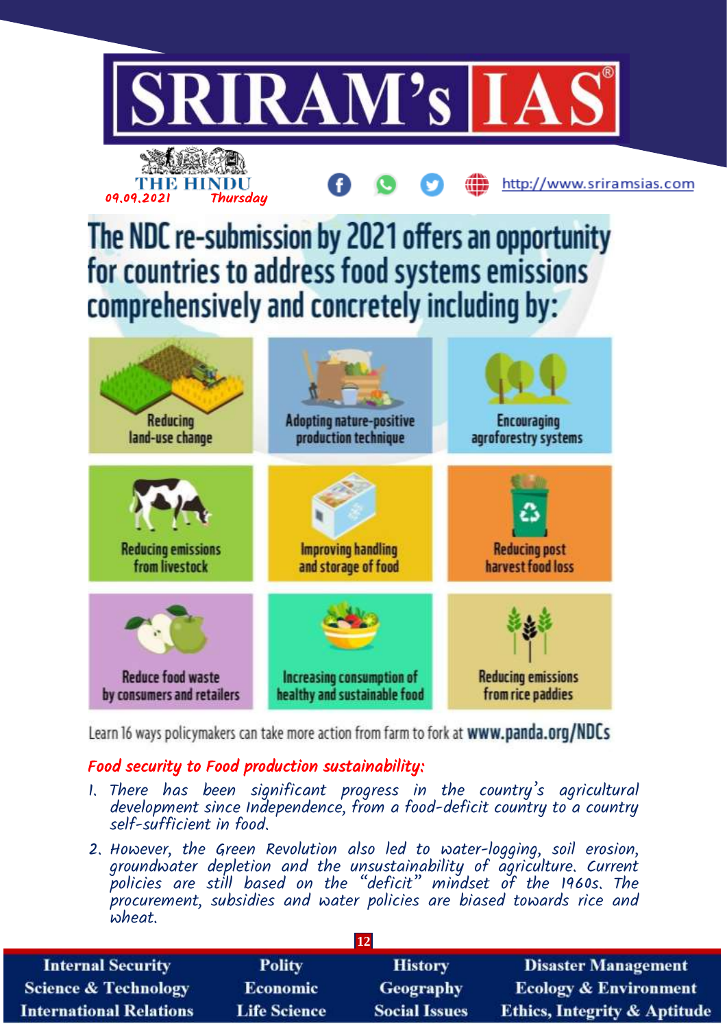# The NDC re-submission by 2021 offers an opportunity for countries to address food systems emissions comprehensively and concretely including by:

| | | |
|---|---|---|
| Reducing land-use change | Adopting nature-positive production technique | Encouraging agroforestry systems |
| Reducing emissions from livestock | Improving handling and storage of food | Reducing post harvest food loss |
| Reduce food waste by consumers and retailers | Increasing consumption of healthy and sustainable food | Reducing emissions from rice paddies |

Learn 16 ways policymakers can take more action from farm to fork at **www.panda.org/NDCs**

## *Food security to Food production sustainability:*

1. There has been significant progress in the country's agricultural development since Independence, from a food-deficit country to a country self-sufficient in food.
2. However, the Green Revolution also led to water-logging, soil erosion, groundwater depletion and the unsustainability of agriculture. Current policies are still based on the "deficit" mindset of the 1960s. The procurement, subsidies and water policies are biased towards rice and wheat.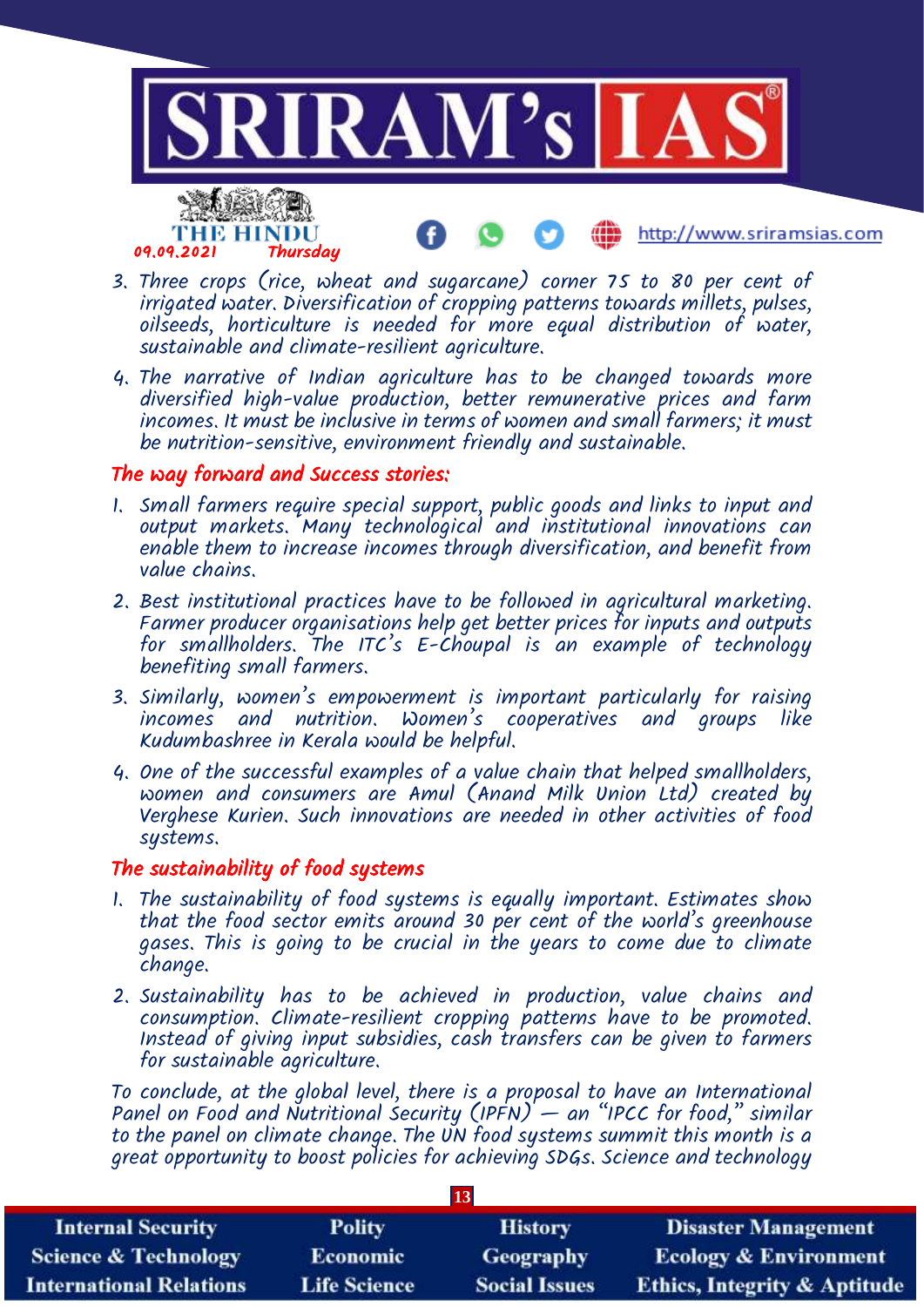3. Three crops (rice, wheat and sugarcane) corner 75 to 80 per cent of irrigated water. Diversification of cropping patterns towards millets, pulses, oilseeds, horticulture is needed for more equal distribution of water, sustainable and climate-resilient agriculture.
4. The narrative of Indian agriculture has to be changed towards more diversified high-value production, better remunerative prices and farm incomes. It must be inclusive in terms of women and small farmers; it must be nutrition-sensitive, environment friendly and sustainable.

## The way forward and Success stories:

1. Small farmers require special support, public goods and links to input and output markets. Many technological and institutional innovations can enable them to increase incomes through diversification, and benefit from value chains.
2. Best institutional practices have to be followed in agricultural marketing. Farmer producer organisations help get better prices for inputs and outputs for smallholders. The ITC's E-Choupal is an example of technology benefiting small farmers.
3. Similarly, women's empowerment is important particularly for raising incomes and nutrition. Women's cooperatives and groups like Kudumbashree in Kerala would be helpful.
4. One of the successful examples of a value chain that helped smallholders, women and consumers are Amul (Anand Milk Union Ltd) created by Verghese Kurien. Such innovations are needed in other activities of food systems.

## The sustainability of food systems

1. The sustainability of food systems is equally important. Estimates show that the food sector emits around 30 per cent of the world's greenhouse gases. This is going to be crucial in the years to come due to climate change.
2. Sustainability has to be achieved in production, value chains and consumption. Climate-resilient cropping patterns have to be promoted. Instead of giving input subsidies, cash transfers can be given to farmers for sustainable agriculture.

To conclude, at the global level, there is a proposal to have an International Panel on Food and Nutritional Security (IPFN) — an "IPCC for food," similar to the panel on climate change. The UN food systems summit this month is a great opportunity to boost policies for achieving SDGs. Science and technology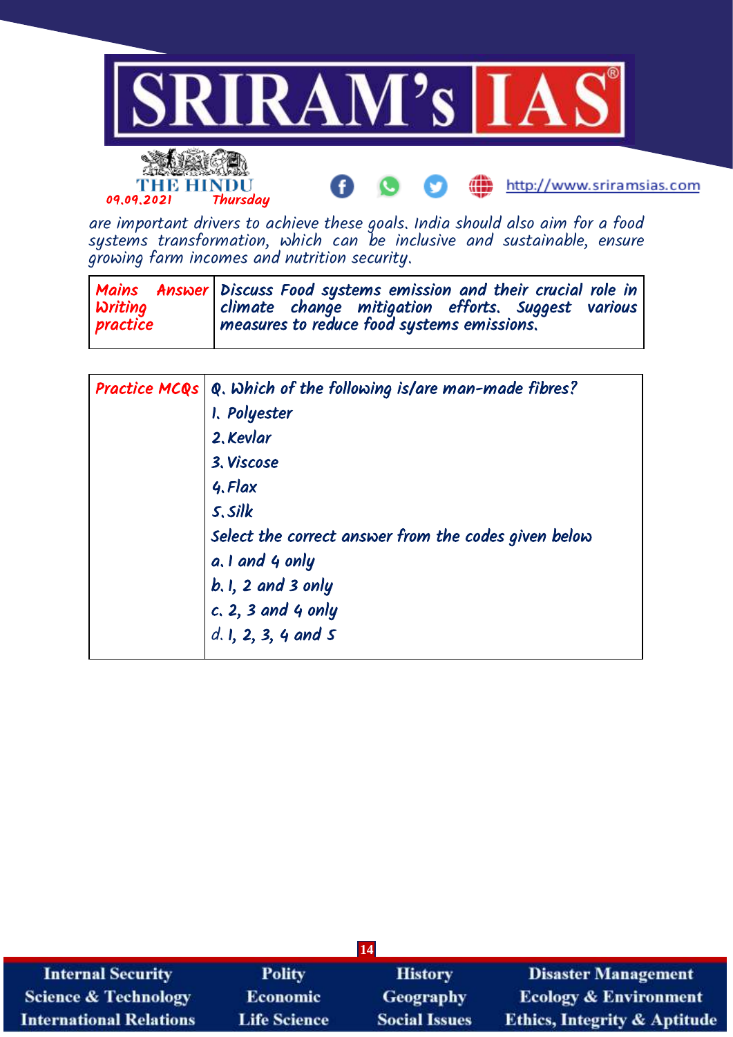are important drivers to achieve these goals. India should also aim for a food systems transformation, which can be inclusive and sustainable, ensure growing farm incomes and nutrition security.

| | |
|---|---|
| Mains Answer Writing practice | Discuss Food systems emission and their crucial role in climate change mitigation efforts. Suggest various measures to reduce food systems emissions. |

| | |
|---|---|
| Practice MCQs | Q. Which of the following is/are man-made fibres?<br>1. Polyester<br>2. Kevlar<br>3. Viscose<br>4. Flax<br>5. Silk<br>Select the correct answer from the codes given below<br>a. 1 and 4 only<br>b. 1, 2 and 3 only<br>c. 2, 3 and 4 only<br>d. 1, 2, 3, 4 and 5 |